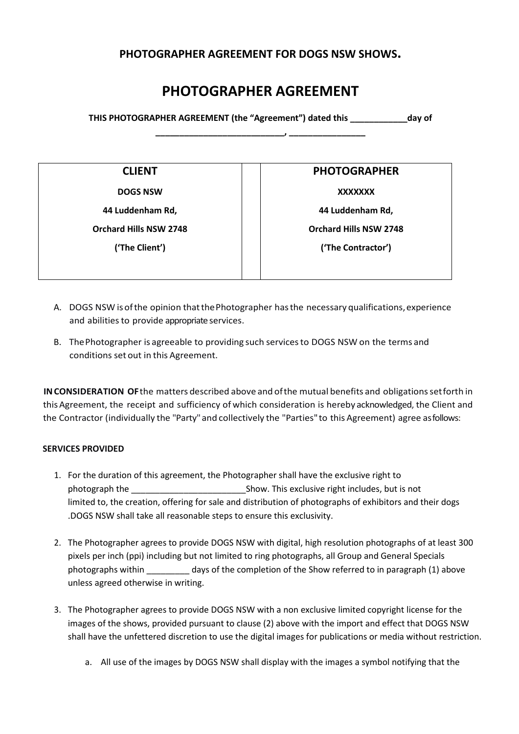**PHOTOGRAPHER AGREEMENT FOR DOGS NSW SHOWS.**

# PHOTOGRAPHER AGREEMENT

**THIS PHOTOGRAPHER AGREEMENT (the "Agreement") dated this ____________day of ___________________________, ________________**

| CLIENT | | PHOTOGRAPHER |
|---|---|---|
| **DOGS NSW** | | **XXXXXXX** |
| **44 Luddenham Rd,** | | **44 Luddenham Rd,** |
| **Orchard Hills NSW 2748** | | **Orchard Hills NSW 2748** |
| **('The Client')** | | **('The Contractor')** |

A. DOGS NSW is of the opinion that the Photographer has the necessary qualifications, experience and abilities to provide appropriate services.

B. The Photographer is agreeable to providing such services to DOGS NSW on the terms and conditions set out in this Agreement.

**IN CONSIDERATION OF** the matters described above and of the mutual benefits and obligations set forth in this Agreement, the receipt and sufficiency of which consideration is hereby acknowledged, the Client and the Contractor (individually the "Party" and collectively the "Parties" to this Agreement) agree as follows:

**SERVICES PROVIDED**

1. For the duration of this agreement, the Photographer shall have the exclusive right to photograph the ________________________Show. This exclusive right includes, but is not limited to, the creation, offering for sale and distribution of photographs of exhibitors and their dogs .DOGS NSW shall take all reasonable steps to ensure this exclusivity.

2. The Photographer agrees to provide DOGS NSW with digital, high resolution photographs of at least 300 pixels per inch (ppi) including but not limited to ring photographs, all Group and General Specials photographs within _________ days of the completion of the Show referred to in paragraph (1) above unless agreed otherwise in writing.

3. The Photographer agrees to provide DOGS NSW with a non exclusive limited copyright license for the images of the shows, provided pursuant to clause (2) above with the import and effect that DOGS NSW shall have the unfettered discretion to use the digital images for publications or media without restriction.

   a. All use of the images by DOGS NSW shall display with the images a symbol notifying that the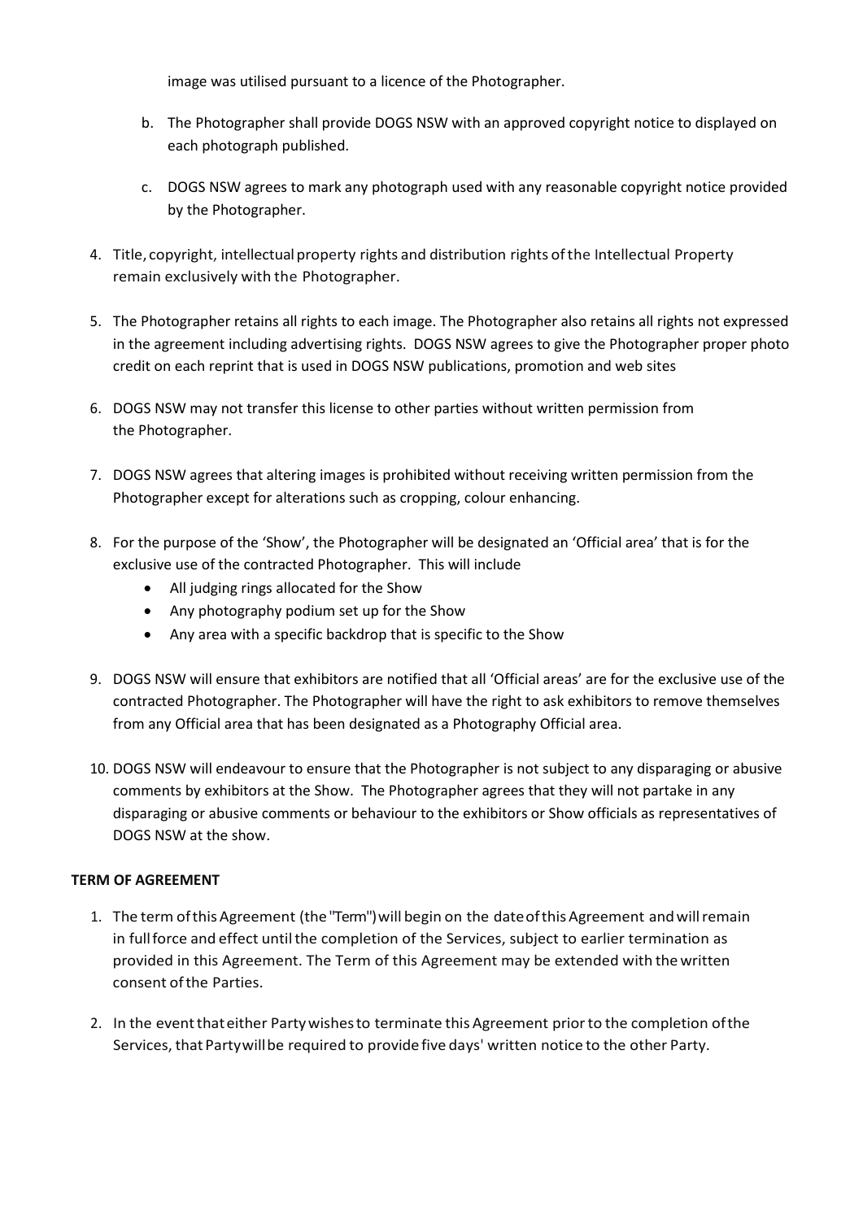image was utilised pursuant to a licence of the Photographer.

   b. The Photographer shall provide DOGS NSW with an approved copyright notice to displayed on each photograph published.

   c. DOGS NSW agrees to mark any photograph used with any reasonable copyright notice provided by the Photographer.

4. Title, copyright, intellectual property rights and distribution rights of the Intellectual Property remain exclusively with the Photographer.

5. The Photographer retains all rights to each image. The Photographer also retains all rights not expressed in the agreement including advertising rights. DOGS NSW agrees to give the Photographer proper photo credit on each reprint that is used in DOGS NSW publications, promotion and web sites

6. DOGS NSW may not transfer this license to other parties without written permission from the Photographer.

7. DOGS NSW agrees that altering images is prohibited without receiving written permission from the Photographer except for alterations such as cropping, colour enhancing.

8. For the purpose of the 'Show', the Photographer will be designated an 'Official area' that is for the exclusive use of the contracted Photographer. This will include
   - All judging rings allocated for the Show
   - Any photography podium set up for the Show
   - Any area with a specific backdrop that is specific to the Show

9. DOGS NSW will ensure that exhibitors are notified that all 'Official areas' are for the exclusive use of the contracted Photographer. The Photographer will have the right to ask exhibitors to remove themselves from any Official area that has been designated as a Photography Official area.

10. DOGS NSW will endeavour to ensure that the Photographer is not subject to any disparaging or abusive comments by exhibitors at the Show. The Photographer agrees that they will not partake in any disparaging or abusive comments or behaviour to the exhibitors or Show officials as representatives of DOGS NSW at the show.

**TERM OF AGREEMENT**

1. The term of this Agreement (the "Term") will begin on the date of this Agreement and will remain in full force and effect until the completion of the Services, subject to earlier termination as provided in this Agreement. The Term of this Agreement may be extended with the written consent of the Parties.

2. In the event that either Party wishes to terminate this Agreement prior to the completion of the Services, that Party will be required to provide five days' written notice to the other Party.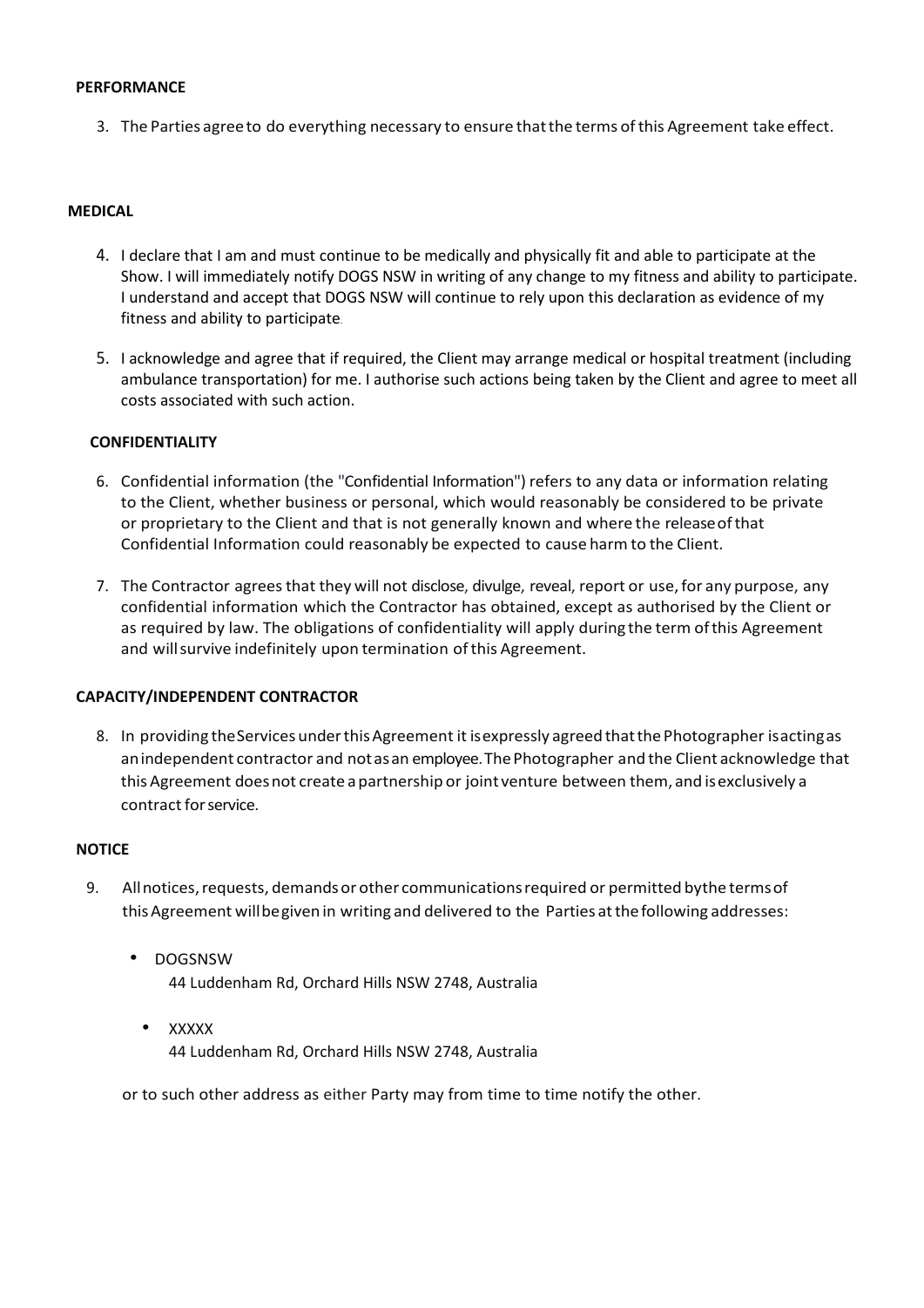**PERFORMANCE**

3. The Parties agree to do everything necessary to ensure that the terms of this Agreement take effect.

**MEDICAL**

4. I declare that I am and must continue to be medically and physically fit and able to participate at the Show. I will immediately notify DOGS NSW in writing of any change to my fitness and ability to participate. I understand and accept that DOGS NSW will continue to rely upon this declaration as evidence of my fitness and ability to participate.

5. I acknowledge and agree that if required, the Client may arrange medical or hospital treatment (including ambulance transportation) for me. I authorise such actions being taken by the Client and agree to meet all costs associated with such action.

**CONFIDENTIALITY**

6. Confidential information (the "Confidential Information") refers to any data or information relating to the Client, whether business or personal, which would reasonably be considered to be private or proprietary to the Client and that is not generally known and where the release of that Confidential Information could reasonably be expected to cause harm to the Client.

7. The Contractor agrees that they will not disclose, divulge, reveal, report or use, for any purpose, any confidential information which the Contractor has obtained, except as authorised by the Client or as required by law. The obligations of confidentiality will apply during the term of this Agreement and will survive indefinitely upon termination of this Agreement.

**CAPACITY/INDEPENDENT CONTRACTOR**

8. In providing the Services under this Agreement it is expressly agreed that the Photographer is acting as an independent contractor and not as an employee. The Photographer and the Client acknowledge that this Agreement does not create a partnership or joint venture between them, and is exclusively a contract for service.

**NOTICE**

9. All notices, requests, demands or other communications required or permitted by the terms of this Agreement will be given in writing and delivered to the Parties at the following addresses:

   - DOGSNSW
     44 Luddenham Rd, Orchard Hills NSW 2748, Australia

   - XXXXX
     44 Luddenham Rd, Orchard Hills NSW 2748, Australia

   or to such other address as either Party may from time to time notify the other.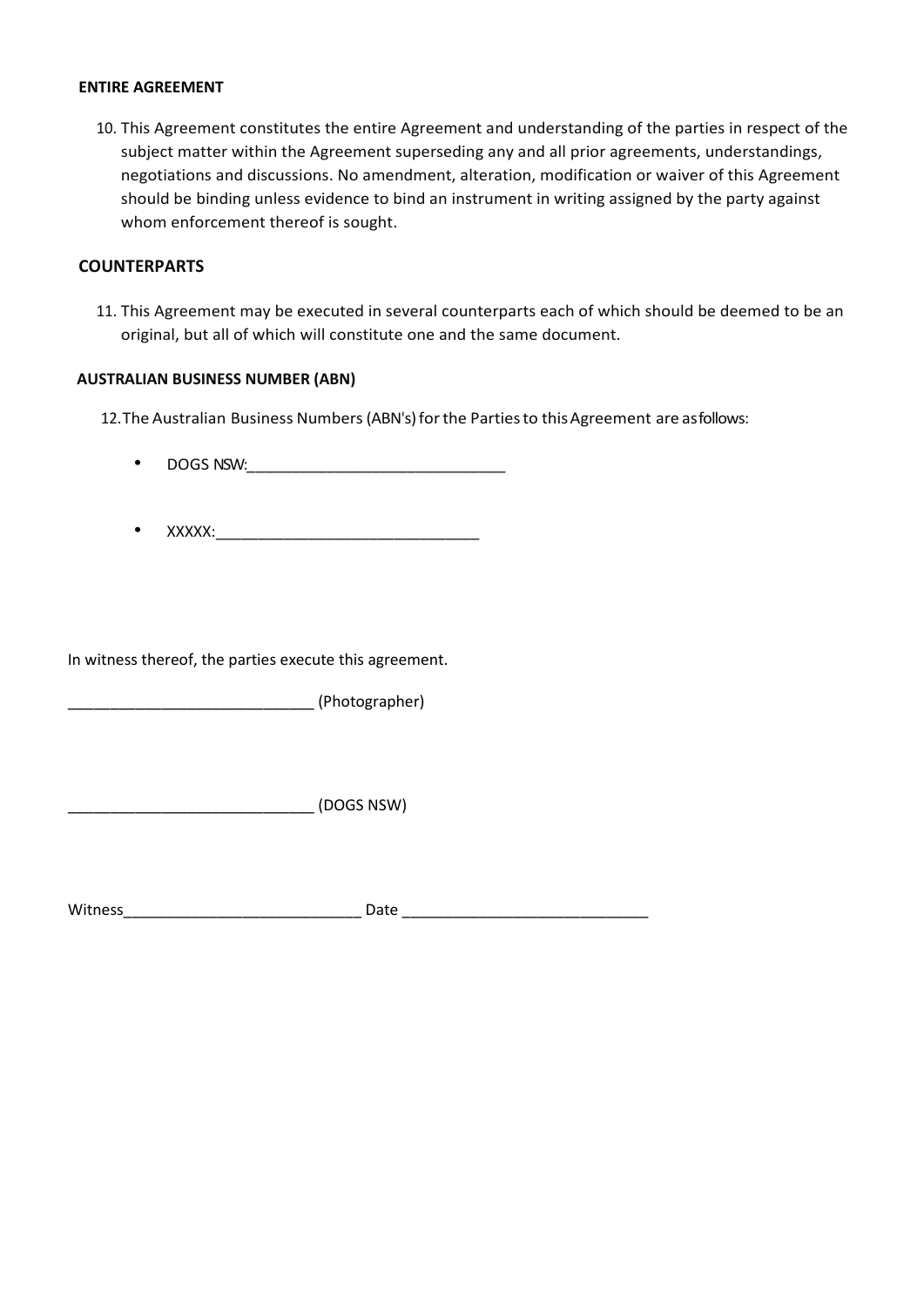**ENTIRE AGREEMENT**

10. This Agreement constitutes the entire Agreement and understanding of the parties in respect of the subject matter within the Agreement superseding any and all prior agreements, understandings, negotiations and discussions. No amendment, alteration, modification or waiver of this Agreement should be binding unless evidence to bind an instrument in writing assigned by the party against whom enforcement thereof is sought.

**COUNTERPARTS**

11. This Agreement may be executed in several counterparts each of which should be deemed to be an original, but all of which will constitute one and the same document.

**AUSTRALIAN BUSINESS NUMBER (ABN)**

12. The Australian Business Numbers (ABN's) for the Parties to this Agreement are as follows:

- DOGS NSW:______________________________
- XXXXX:_______________________________

In witness thereof, the parties execute this agreement.

_____________________________ (Photographer)

_____________________________ (DOGS NSW)

Witness____________________________ Date _____________________________